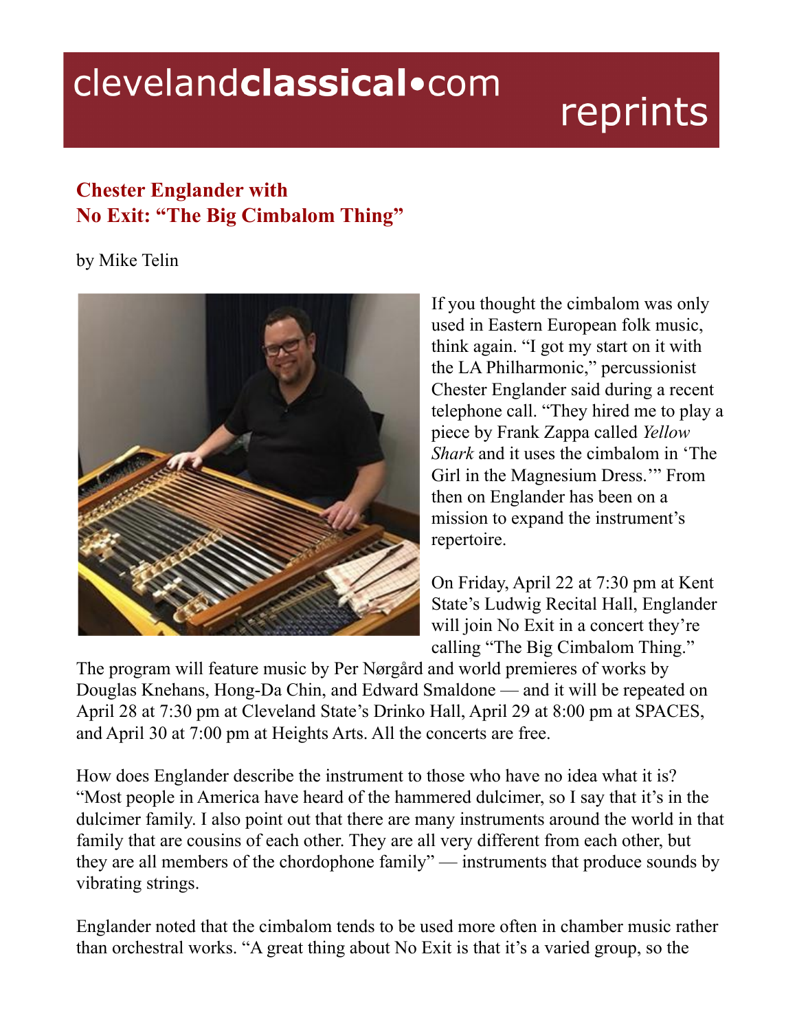# Chester Englander with No Exit: "The Big Cimbalom Thing"

by Mike Telin

If you thought the cimbalom was only used in Eastern European folk music, think again. "I got my start on it with the LA Philharmonic," percussionist Chester Englander said during a recent telephone call. "They hired me to play a piece by Frank Zappa called *Yellow Shark* and it uses the cimbalom in 'The Girl in the Magnesium Dress.'" From then on Englander has been on a mission to expand the instrument's repertoire.

On Friday, April 22 at 7:30 pm at Kent State's Ludwig Recital Hall, Englander will join No Exit in a concert they're calling "The Big Cimbalom Thing." The program will feature music by Per Nørgård and world premieres of works by Douglas Knehans, Hong-Da Chin, and Edward Smaldone — and it will be repeated on April 28 at 7:30 pm at Cleveland State's Drinko Hall, April 29 at 8:00 pm at SPACES, and April 30 at 7:00 pm at Heights Arts. All the concerts are free.

How does Englander describe the instrument to those who have no idea what it is? "Most people in America have heard of the hammered dulcimer, so I say that it's in the dulcimer family. I also point out that there are many instruments around the world in that family that are cousins of each other. They are all very different from each other, but they are all members of the chordophone family" — instruments that produce sounds by vibrating strings.

Englander noted that the cimbalom tends to be used more often in chamber music rather than orchestral works. "A great thing about No Exit is that it's a varied group, so the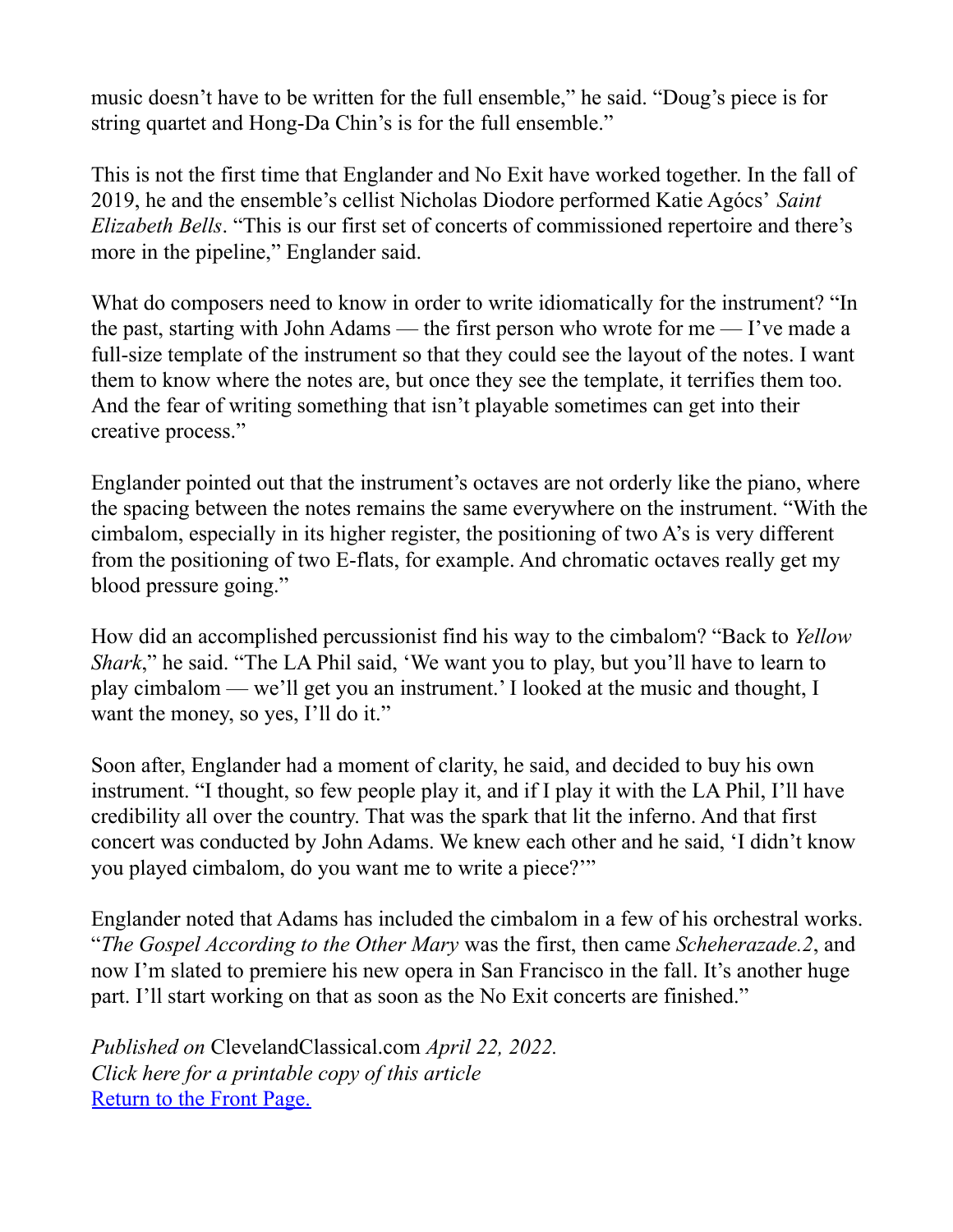music doesn't have to be written for the full ensemble," he said. "Doug's piece is for string quartet and Hong-Da Chin's is for the full ensemble."

This is not the first time that Englander and No Exit have worked together. In the fall of 2019, he and the ensemble's cellist Nicholas Diodore performed Katie Agócs' *Saint Elizabeth Bells*. "This is our first set of concerts of commissioned repertoire and there's more in the pipeline," Englander said.

What do composers need to know in order to write idiomatically for the instrument? "In the past, starting with John Adams — the first person who wrote for me — I've made a full-size template of the instrument so that they could see the layout of the notes. I want them to know where the notes are, but once they see the template, it terrifies them too. And the fear of writing something that isn't playable sometimes can get into their creative process."

Englander pointed out that the instrument's octaves are not orderly like the piano, where the spacing between the notes remains the same everywhere on the instrument. "With the cimbalom, especially in its higher register, the positioning of two A's is very different from the positioning of two E-flats, for example. And chromatic octaves really get my blood pressure going."

How did an accomplished percussionist find his way to the cimbalom? "Back to *Yellow Shark*," he said. "The LA Phil said, 'We want you to play, but you'll have to learn to play cimbalom — we'll get you an instrument.' I looked at the music and thought, I want the money, so yes, I'll do it."

Soon after, Englander had a moment of clarity, he said, and decided to buy his own instrument. "I thought, so few people play it, and if I play it with the LA Phil, I'll have credibility all over the country. That was the spark that lit the inferno. And that first concert was conducted by John Adams. We knew each other and he said, 'I didn't know you played cimbalom, do you want me to write a piece?'"

Englander noted that Adams has included the cimbalom in a few of his orchestral works. "*The Gospel According to the Other Mary* was the first, then came *Scheherazade.2*, and now I'm slated to premiere his new opera in San Francisco in the fall. It's another huge part. I'll start working on that as soon as the No Exit concerts are finished."

*Published on* ClevelandClassical.com *April 22, 2022.*
*Click here for a printable copy of this article*
Return to the Front Page.